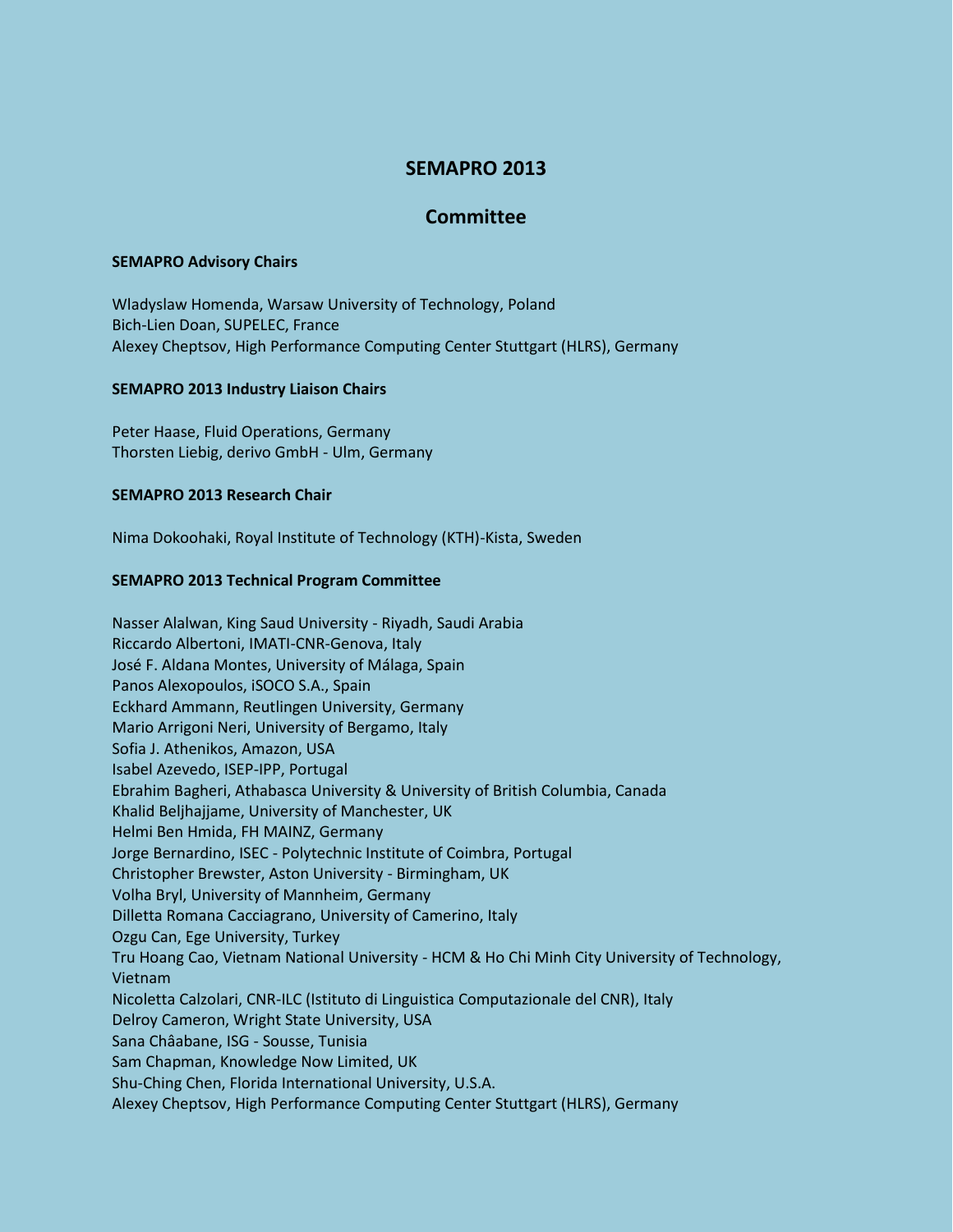# SEMAPRO 2013

## Committee

**SEMAPRO Advisory Chairs**

Wladyslaw Homenda, Warsaw University of Technology, Poland
Bich-Lien Doan, SUPELEC, France
Alexey Cheptsov, High Performance Computing Center Stuttgart (HLRS), Germany

**SEMAPRO 2013 Industry Liaison Chairs**

Peter Haase, Fluid Operations, Germany
Thorsten Liebig, derivo GmbH - Ulm, Germany

**SEMAPRO 2013 Research Chair**

Nima Dokoohaki, Royal Institute of Technology (KTH)-Kista, Sweden

**SEMAPRO 2013 Technical Program Committee**

Nasser Alalwan, King Saud University - Riyadh, Saudi Arabia
Riccardo Albertoni, IMATI-CNR-Genova, Italy
José F. Aldana Montes, University of Málaga, Spain
Panos Alexopoulos, iSOCO S.A., Spain
Eckhard Ammann, Reutlingen University, Germany
Mario Arrigoni Neri, University of Bergamo, Italy
Sofia J. Athenikos, Amazon, USA
Isabel Azevedo, ISEP-IPP, Portugal
Ebrahim Bagheri, Athabasca University & University of British Columbia, Canada
Khalid Beljhajjame, University of Manchester, UK
Helmi Ben Hmida, FH MAINZ, Germany
Jorge Bernardino, ISEC - Polytechnic Institute of Coimbra, Portugal
Christopher Brewster, Aston University - Birmingham, UK
Volha Bryl, University of Mannheim, Germany
Dilletta Romana Cacciagrano, University of Camerino, Italy
Ozgu Can, Ege University, Turkey
Tru Hoang Cao, Vietnam National University - HCM & Ho Chi Minh City University of Technology, Vietnam
Nicoletta Calzolari, CNR-ILC (Istituto di Linguistica Computazionale del CNR), Italy
Delroy Cameron, Wright State University, USA
Sana Châabane, ISG - Sousse, Tunisia
Sam Chapman, Knowledge Now Limited, UK
Shu-Ching Chen, Florida International University, U.S.A.
Alexey Cheptsov, High Performance Computing Center Stuttgart (HLRS), Germany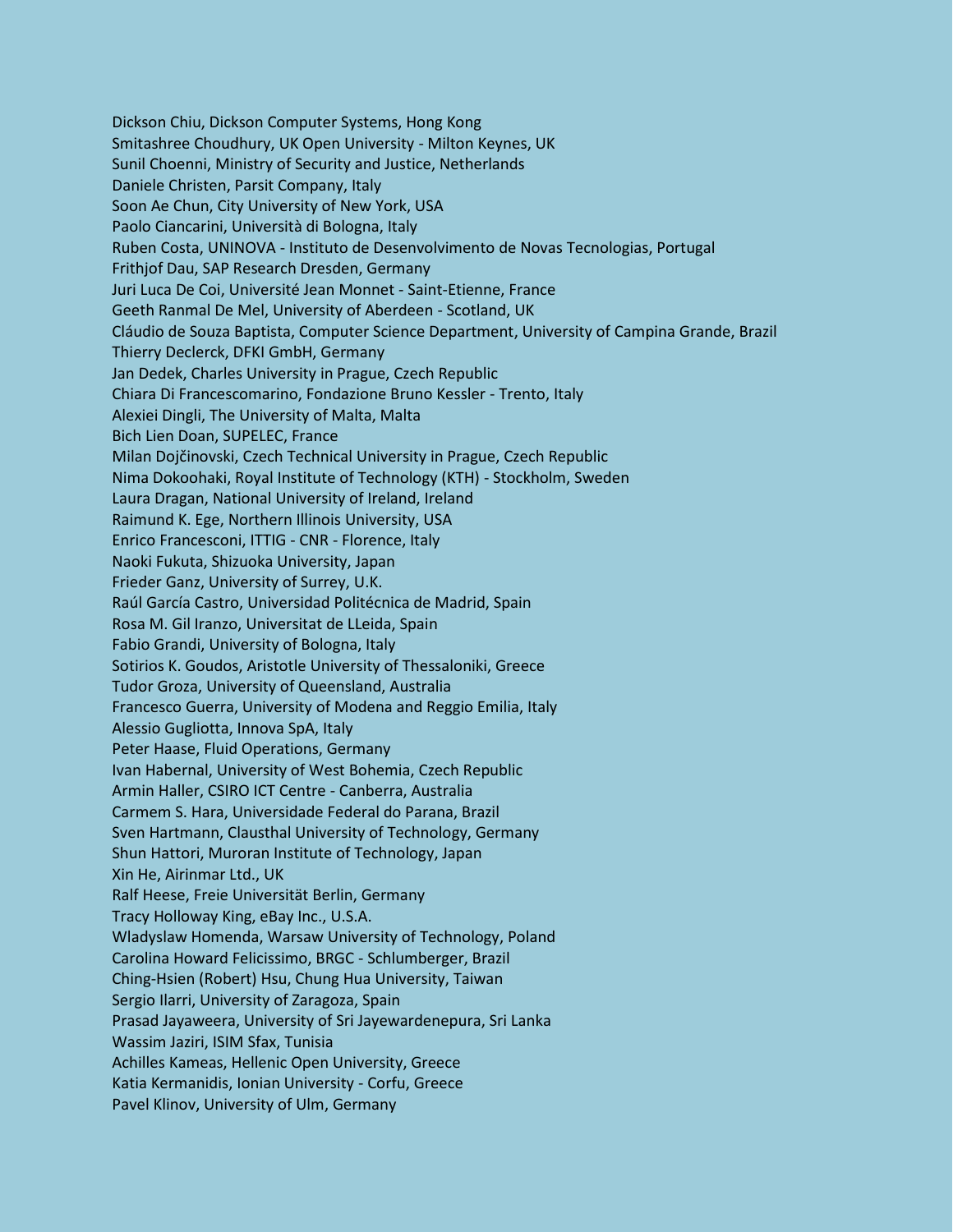Dickson Chiu, Dickson Computer Systems, Hong Kong
Smitashree Choudhury, UK Open University - Milton Keynes, UK
Sunil Choenni, Ministry of Security and Justice, Netherlands
Daniele Christen, Parsit Company, Italy
Soon Ae Chun, City University of New York, USA
Paolo Ciancarini, Università di Bologna, Italy
Ruben Costa, UNINOVA - Instituto de Desenvolvimento de Novas Tecnologias, Portugal
Frithjof Dau, SAP Research Dresden, Germany
Juri Luca De Coi, Université Jean Monnet - Saint-Etienne, France
Geeth Ranmal De Mel, University of Aberdeen - Scotland, UK
Cláudio de Souza Baptista, Computer Science Department, University of Campina Grande, Brazil
Thierry Declerck, DFKI GmbH, Germany
Jan Dedek, Charles University in Prague, Czech Republic
Chiara Di Francescomarino, Fondazione Bruno Kessler - Trento, Italy
Alexiei Dingli, The University of Malta, Malta
Bich Lien Doan, SUPELEC, France
Milan Dojčinovski, Czech Technical University in Prague, Czech Republic
Nima Dokoohaki, Royal Institute of Technology (KTH) - Stockholm, Sweden
Laura Dragan, National University of Ireland, Ireland
Raimund K. Ege, Northern Illinois University, USA
Enrico Francesconi, ITTIG - CNR - Florence, Italy
Naoki Fukuta, Shizuoka University, Japan
Frieder Ganz, University of Surrey, U.K.
Raúl García Castro, Universidad Politécnica de Madrid, Spain
Rosa M. Gil Iranzo, Universitat de LLeida, Spain
Fabio Grandi, University of Bologna, Italy
Sotirios K. Goudos, Aristotle University of Thessaloniki, Greece
Tudor Groza, University of Queensland, Australia
Francesco Guerra, University of Modena and Reggio Emilia, Italy
Alessio Gugliotta, Innova SpA, Italy
Peter Haase, Fluid Operations, Germany
Ivan Habernal, University of West Bohemia, Czech Republic
Armin Haller, CSIRO ICT Centre - Canberra, Australia
Carmem S. Hara, Universidade Federal do Parana, Brazil
Sven Hartmann, Clausthal University of Technology, Germany
Shun Hattori, Muroran Institute of Technology, Japan
Xin He, Airinmar Ltd., UK
Ralf Heese, Freie Universität Berlin, Germany
Tracy Holloway King, eBay Inc., U.S.A.
Wladyslaw Homenda, Warsaw University of Technology, Poland
Carolina Howard Felicissimo, BRGC - Schlumberger, Brazil
Ching-Hsien (Robert) Hsu, Chung Hua University, Taiwan
Sergio Ilarri, University of Zaragoza, Spain
Prasad Jayaweera, University of Sri Jayewardenepura, Sri Lanka
Wassim Jaziri, ISIM Sfax, Tunisia
Achilles Kameas, Hellenic Open University, Greece
Katia Kermanidis, Ionian University - Corfu, Greece
Pavel Klinov, University of Ulm, Germany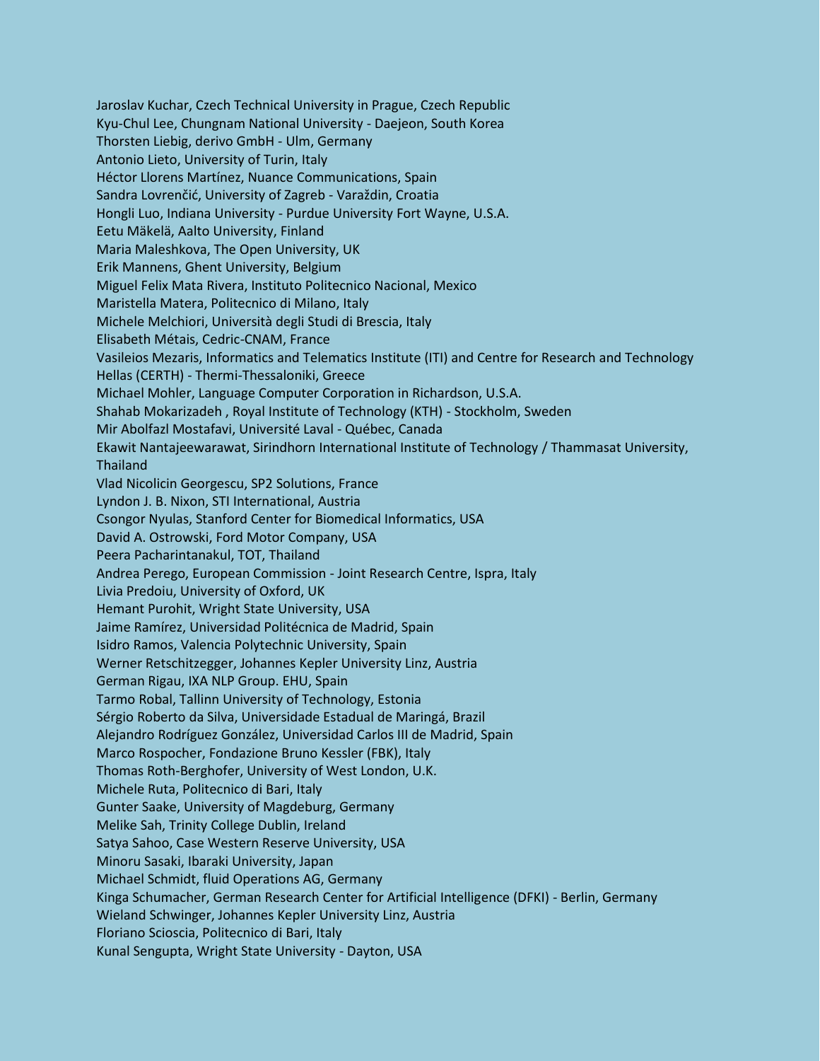Jaroslav Kuchar, Czech Technical University in Prague, Czech Republic
Kyu-Chul Lee, Chungnam National University - Daejeon, South Korea
Thorsten Liebig, derivo GmbH - Ulm, Germany
Antonio Lieto, University of Turin, Italy
Héctor Llorens Martínez, Nuance Communications, Spain
Sandra Lovrenčić, University of Zagreb - Varaždin, Croatia
Hongli Luo, Indiana University - Purdue University Fort Wayne, U.S.A.
Eetu Mäkelä, Aalto University, Finland
Maria Maleshkova, The Open University, UK
Erik Mannens, Ghent University, Belgium
Miguel Felix Mata Rivera, Instituto Politecnico Nacional, Mexico
Maristella Matera, Politecnico di Milano, Italy
Michele Melchiori, Università degli Studi di Brescia, Italy
Elisabeth Métais, Cedric-CNAM, France
Vasileios Mezaris, Informatics and Telematics Institute (ITI) and Centre for Research and Technology Hellas (CERTH) - Thermi-Thessaloniki, Greece
Michael Mohler, Language Computer Corporation in Richardson, U.S.A.
Shahab Mokarizadeh , Royal Institute of Technology (KTH) - Stockholm, Sweden
Mir Abolfazl Mostafavi, Université Laval - Québec, Canada
Ekawit Nantajeewarawat, Sirindhorn International Institute of Technology / Thammasat University, Thailand
Vlad Nicolicin Georgescu, SP2 Solutions, France
Lyndon J. B. Nixon, STI International, Austria
Csongor Nyulas, Stanford Center for Biomedical Informatics, USA
David A. Ostrowski, Ford Motor Company, USA
Peera Pacharintanakul, TOT, Thailand
Andrea Perego, European Commission - Joint Research Centre, Ispra, Italy
Livia Predoiu, University of Oxford, UK
Hemant Purohit, Wright State University, USA
Jaime Ramírez, Universidad Politécnica de Madrid, Spain
Isidro Ramos, Valencia Polytechnic University, Spain
Werner Retschitzegger, Johannes Kepler University Linz, Austria
German Rigau, IXA NLP Group. EHU, Spain
Tarmo Robal, Tallinn University of Technology, Estonia
Sérgio Roberto da Silva, Universidade Estadual de Maringá, Brazil
Alejandro Rodríguez González, Universidad Carlos III de Madrid, Spain
Marco Rospocher, Fondazione Bruno Kessler (FBK), Italy
Thomas Roth-Berghofer, University of West London, U.K.
Michele Ruta, Politecnico di Bari, Italy
Gunter Saake, University of Magdeburg, Germany
Melike Sah, Trinity College Dublin, Ireland
Satya Sahoo, Case Western Reserve University, USA
Minoru Sasaki, Ibaraki University, Japan
Michael Schmidt, fluid Operations AG, Germany
Kinga Schumacher, German Research Center for Artificial Intelligence (DFKI) - Berlin, Germany
Wieland Schwinger, Johannes Kepler University Linz, Austria
Floriano Scioscia, Politecnico di Bari, Italy
Kunal Sengupta, Wright State University - Dayton, USA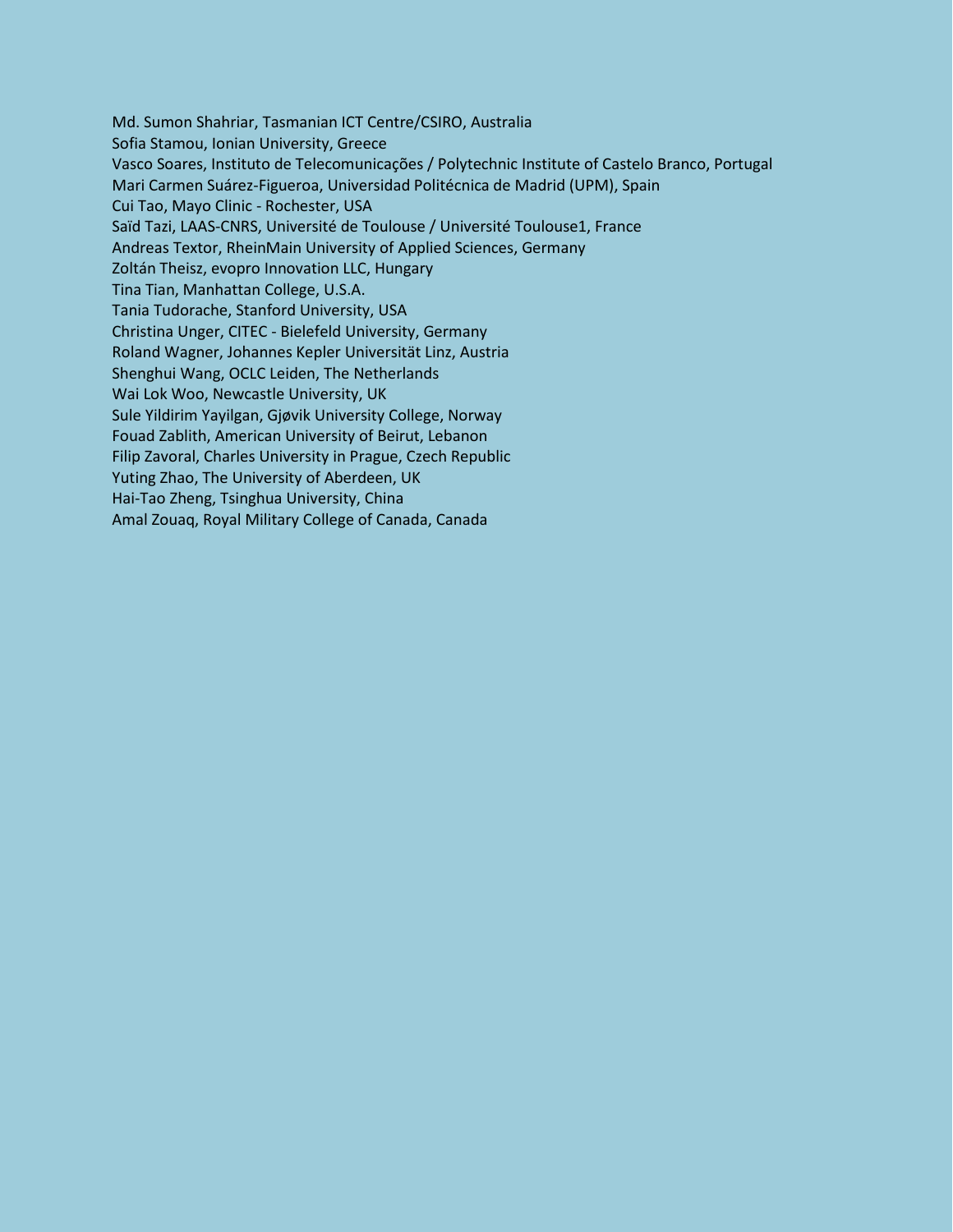Md. Sumon Shahriar, Tasmanian ICT Centre/CSIRO, Australia
Sofia Stamou, Ionian University, Greece
Vasco Soares, Instituto de Telecomunicações / Polytechnic Institute of Castelo Branco, Portugal
Mari Carmen Suárez-Figueroa, Universidad Politécnica de Madrid (UPM), Spain
Cui Tao, Mayo Clinic - Rochester, USA
Saïd Tazi, LAAS-CNRS, Université de Toulouse / Université Toulouse1, France
Andreas Textor, RheinMain University of Applied Sciences, Germany
Zoltán Theisz, evopro Innovation LLC, Hungary
Tina Tian, Manhattan College, U.S.A.
Tania Tudorache, Stanford University, USA
Christina Unger, CITEC - Bielefeld University, Germany
Roland Wagner, Johannes Kepler Universität Linz, Austria
Shenghui Wang, OCLC Leiden, The Netherlands
Wai Lok Woo, Newcastle University, UK
Sule Yildirim Yayilgan, Gjøvik University College, Norway
Fouad Zablith, American University of Beirut, Lebanon
Filip Zavoral, Charles University in Prague, Czech Republic
Yuting Zhao, The University of Aberdeen, UK
Hai-Tao Zheng, Tsinghua University, China
Amal Zouaq, Royal Military College of Canada, Canada